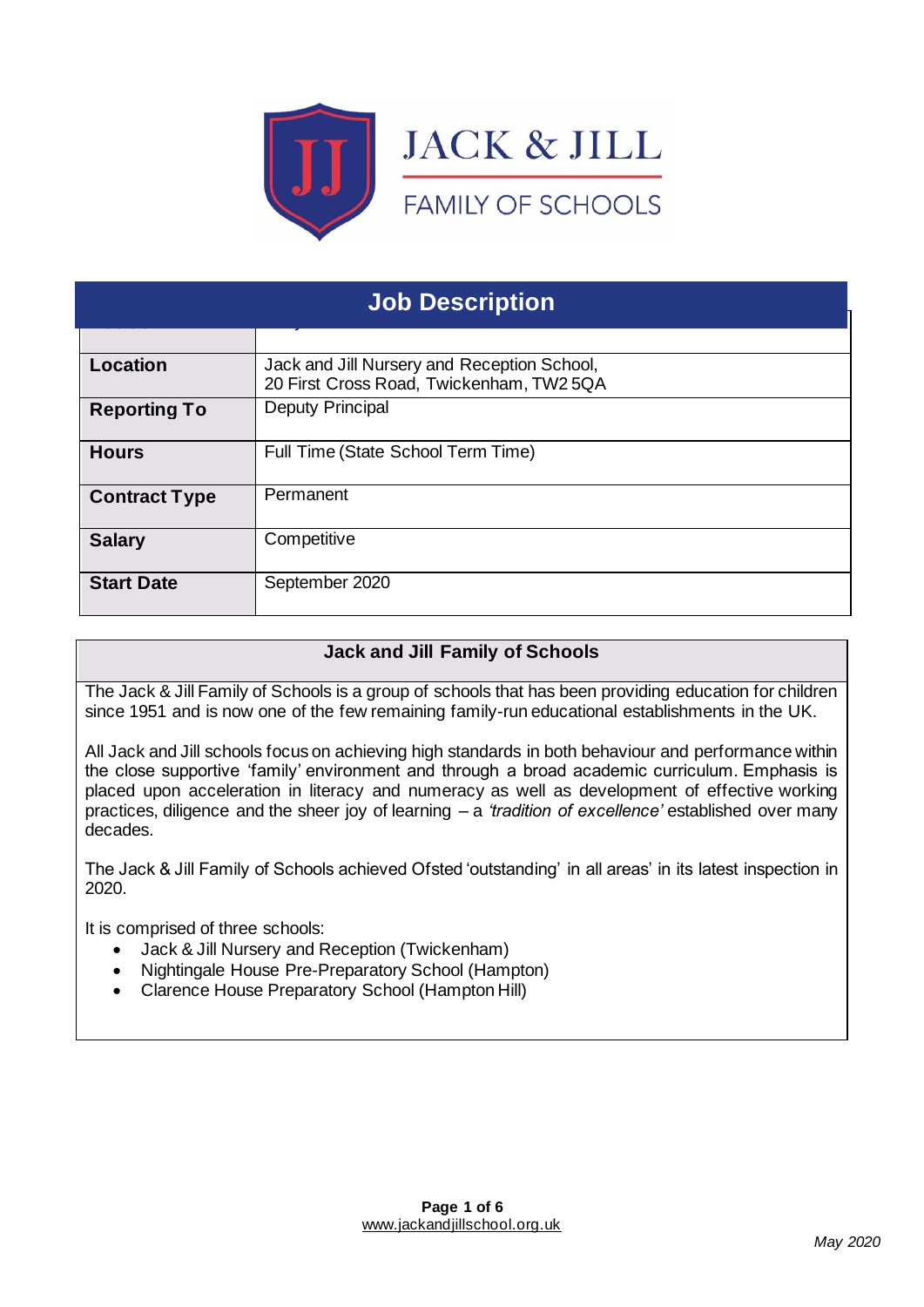# JACK & JILL

FAMILY OF SCHOOLS

## Job Description

| | |
|---|---|
| **Location** | Jack and Jill Nursery and Reception School, 20 First Cross Road, Twickenham, TW2 5QA |
| **Reporting To** | Deputy Principal |
| **Hours** | Full Time (State School Term Time) |
| **Contract Type** | Permanent |
| **Salary** | Competitive |
| **Start Date** | September 2020 |

### Jack and Jill Family of Schools

The Jack & Jill Family of Schools is a group of schools that has been providing education for children since 1951 and is now one of the few remaining family-run educational establishments in the UK.

All Jack and Jill schools focus on achieving high standards in both behaviour and performance within the close supportive 'family' environment and through a broad academic curriculum. Emphasis is placed upon acceleration in literacy and numeracy as well as development of effective working practices, diligence and the sheer joy of learning – a *'tradition of excellence'* established over many decades.

The Jack & Jill Family of Schools achieved Ofsted 'outstanding' in all areas' in its latest inspection in 2020.

It is comprised of three schools:

- Jack & Jill Nursery and Reception (Twickenham)
- Nightingale House Pre-Preparatory School (Hampton)
- Clarence House Preparatory School (Hampton Hill)

www.jackandjillschool.org.uk

*May 2020*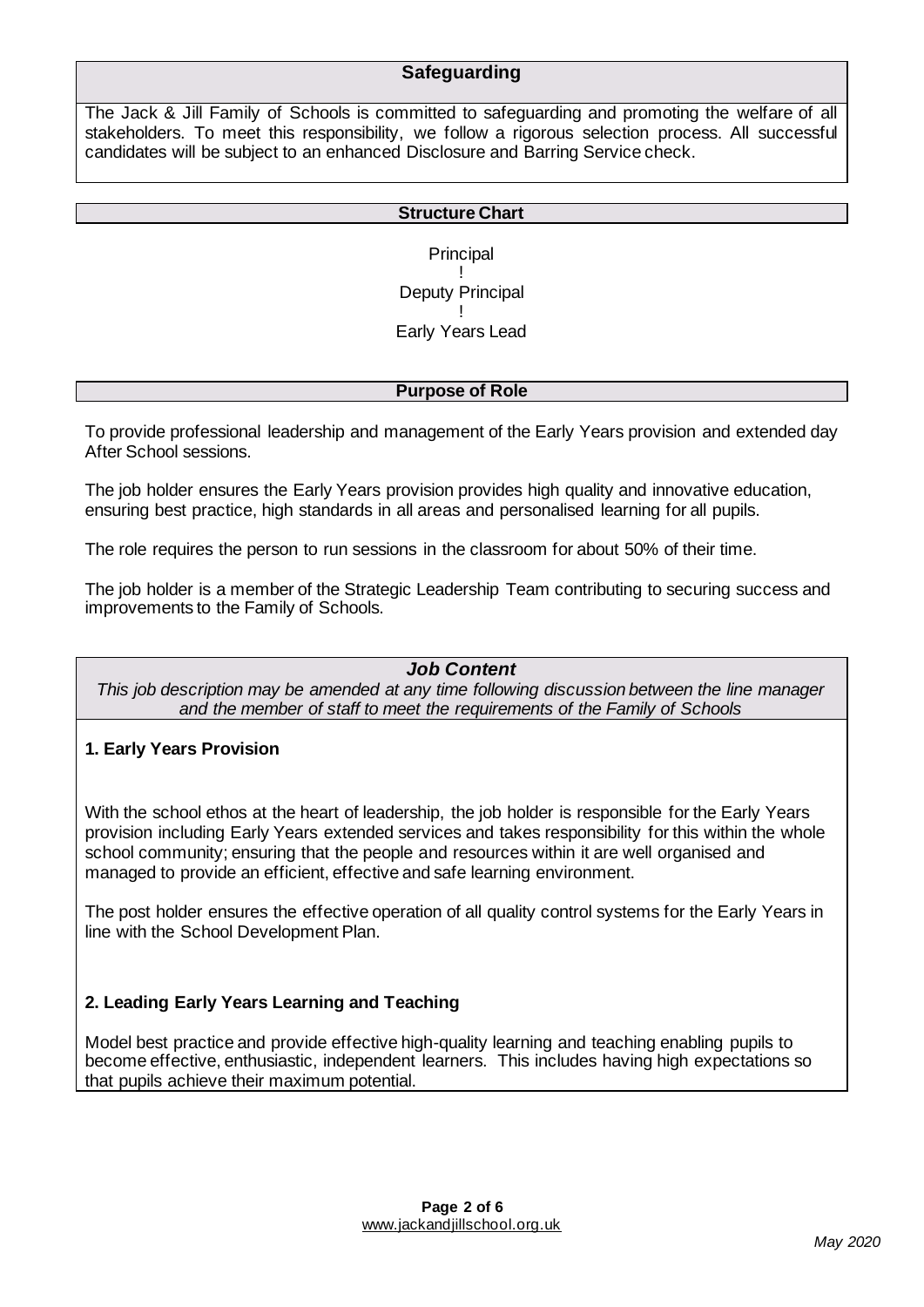## Safeguarding

The Jack & Jill Family of Schools is committed to safeguarding and promoting the welfare of all stakeholders. To meet this responsibility, we follow a rigorous selection process. All successful candidates will be subject to an enhanced Disclosure and Barring Service check.

## Structure Chart

Principal
!
Deputy Principal
!
Early Years Lead

## Purpose of Role

To provide professional leadership and management of the Early Years provision and extended day After School sessions.

The job holder ensures the Early Years provision provides high quality and innovative education, ensuring best practice, high standards in all areas and personalised learning for all pupils.

The role requires the person to run sessions in the classroom for about 50% of their time.

The job holder is a member of the Strategic Leadership Team contributing to securing success and improvements to the Family of Schools.

## *Job Content*

*This job description may be amended at any time following discussion between the line manager and the member of staff to meet the requirements of the Family of Schools*

### 1. Early Years Provision

With the school ethos at the heart of leadership, the job holder is responsible for the Early Years provision including Early Years extended services and takes responsibility for this within the whole school community; ensuring that the people and resources within it are well organised and managed to provide an efficient, effective and safe learning environment.

The post holder ensures the effective operation of all quality control systems for the Early Years in line with the School Development Plan.

### 2. Leading Early Years Learning and Teaching

Model best practice and provide effective high-quality learning and teaching enabling pupils to become effective, enthusiastic, independent learners. This includes having high expectations so that pupils achieve their maximum potential.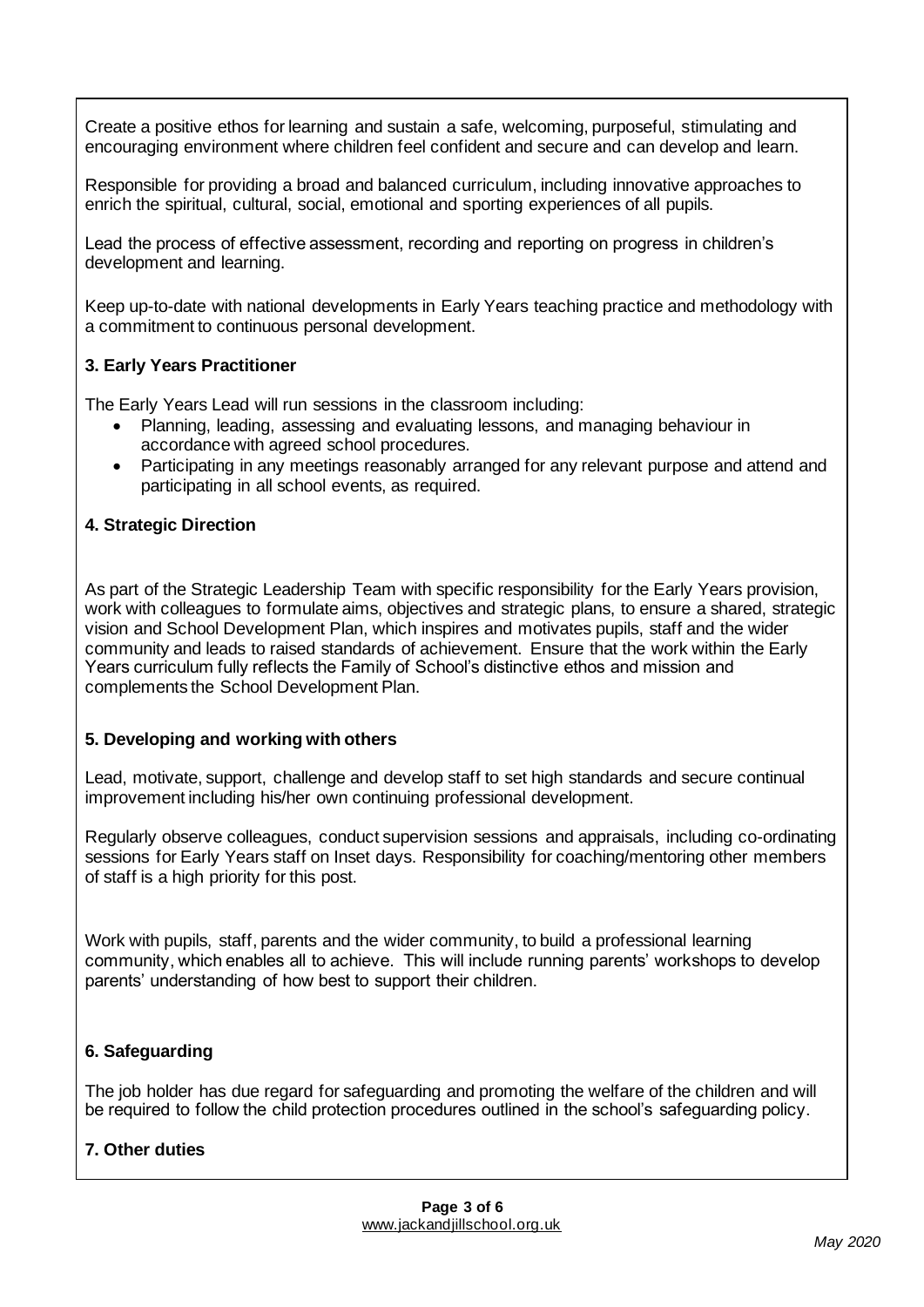Create a positive ethos for learning and sustain a safe, welcoming, purposeful, stimulating and encouraging environment where children feel confident and secure and can develop and learn.

Responsible for providing a broad and balanced curriculum, including innovative approaches to enrich the spiritual, cultural, social, emotional and sporting experiences of all pupils.

Lead the process of effective assessment, recording and reporting on progress in children's development and learning.

Keep up-to-date with national developments in Early Years teaching practice and methodology with a commitment to continuous personal development.

**3. Early Years Practitioner**

The Early Years Lead will run sessions in the classroom including:

- Planning, leading, assessing and evaluating lessons, and managing behaviour in accordance with agreed school procedures.
- Participating in any meetings reasonably arranged for any relevant purpose and attend and participating in all school events, as required.

**4. Strategic Direction**

As part of the Strategic Leadership Team with specific responsibility for the Early Years provision, work with colleagues to formulate aims, objectives and strategic plans, to ensure a shared, strategic vision and School Development Plan, which inspires and motivates pupils, staff and the wider community and leads to raised standards of achievement. Ensure that the work within the Early Years curriculum fully reflects the Family of School's distinctive ethos and mission and complements the School Development Plan.

**5. Developing and working with others**

Lead, motivate, support, challenge and develop staff to set high standards and secure continual improvement including his/her own continuing professional development.

Regularly observe colleagues, conduct supervision sessions and appraisals, including co-ordinating sessions for Early Years staff on Inset days. Responsibility for coaching/mentoring other members of staff is a high priority for this post.

Work with pupils, staff, parents and the wider community, to build a professional learning community, which enables all to achieve. This will include running parents' workshops to develop parents' understanding of how best to support their children.

**6. Safeguarding**

The job holder has due regard for safeguarding and promoting the welfare of the children and will be required to follow the child protection procedures outlined in the school's safeguarding policy.

**7. Other duties**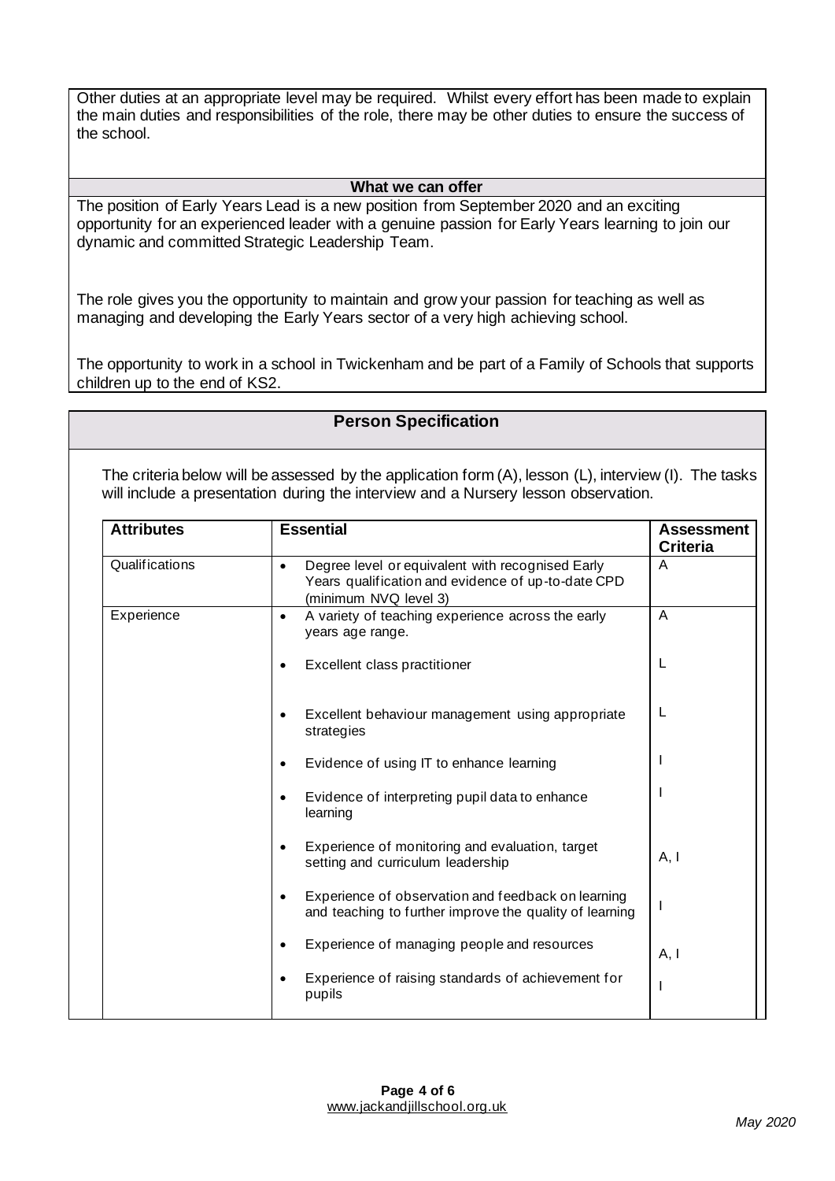Other duties at an appropriate level may be required. Whilst every effort has been made to explain the main duties and responsibilities of the role, there may be other duties to ensure the success of the school.

## What we can offer

The position of Early Years Lead is a new position from September 2020 and an exciting opportunity for an experienced leader with a genuine passion for Early Years learning to join our dynamic and committed Strategic Leadership Team.

The role gives you the opportunity to maintain and grow your passion for teaching as well as managing and developing the Early Years sector of a very high achieving school.

The opportunity to work in a school in Twickenham and be part of a Family of Schools that supports children up to the end of KS2.

## Person Specification

The criteria below will be assessed by the application form (A), lesson (L), interview (I). The tasks will include a presentation during the interview and a Nursery lesson observation.

| Attributes | Essential | Assessment Criteria |
|---|---|---|
| Qualifications | • Degree level or equivalent with recognised Early Years qualification and evidence of up-to-date CPD (minimum NVQ level 3) | A |
| Experience | • A variety of teaching experience across the early years age range. | A |
| | • Excellent class practitioner | L |
| | • Excellent behaviour management using appropriate strategies | L |
| | • Evidence of using IT to enhance learning | I |
| | • Evidence of interpreting pupil data to enhance learning | I |
| | • Experience of monitoring and evaluation, target setting and curriculum leadership | A, I |
| | • Experience of observation and feedback on learning and teaching to further improve the quality of learning | I |
| | • Experience of managing people and resources | A, I |
| | • Experience of raising standards of achievement for pupils | I |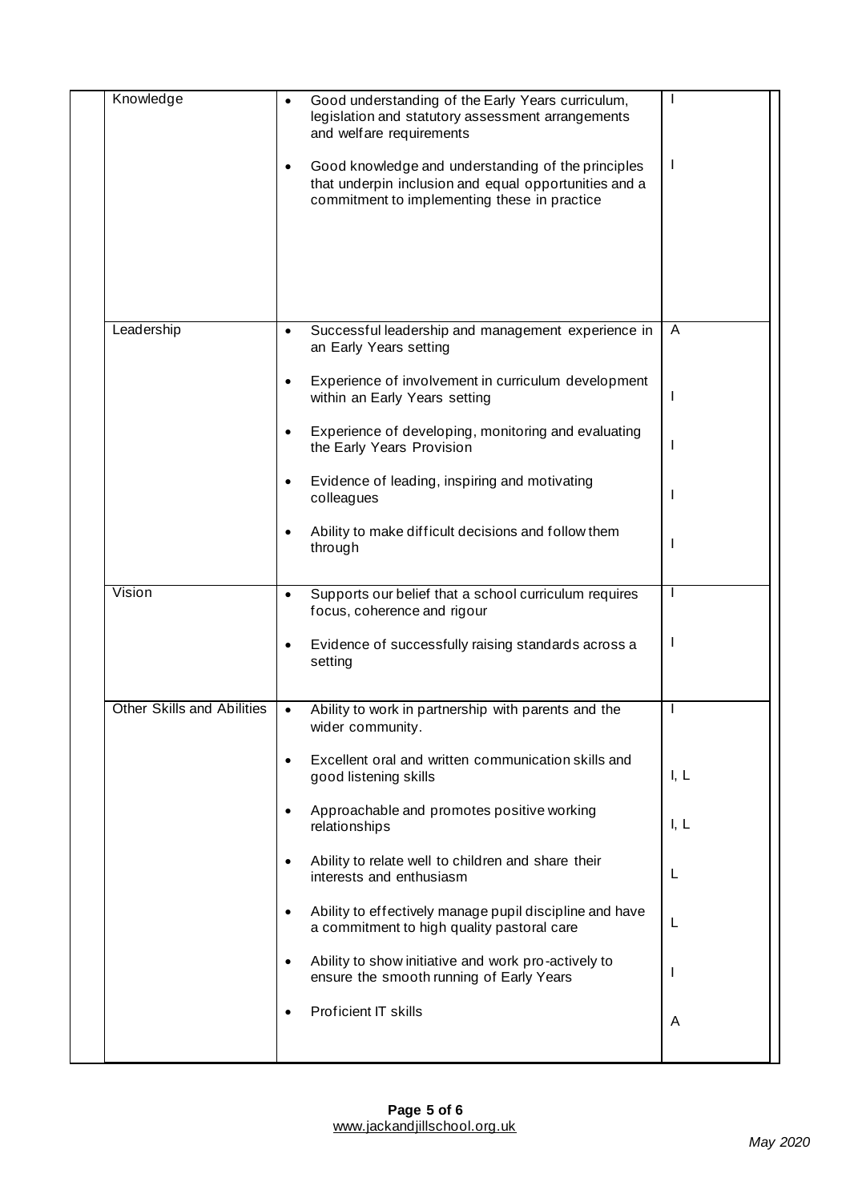| | | |
|---|---|---|
| Knowledge | • Good understanding of the Early Years curriculum, legislation and statutory assessment arrangements and welfare requirements<br><br>• Good knowledge and understanding of the principles that underpin inclusion and equal opportunities and a commitment to implementing these in practice | I<br><br>I |
| Leadership | • Successful leadership and management experience in an Early Years setting<br><br>• Experience of involvement in curriculum development within an Early Years setting<br><br>• Experience of developing, monitoring and evaluating the Early Years Provision<br><br>• Evidence of leading, inspiring and motivating colleagues<br><br>• Ability to make difficult decisions and follow them through | A<br><br>I<br><br>I<br><br>I<br><br>I |
| Vision | • Supports our belief that a school curriculum requires focus, coherence and rigour<br><br>• Evidence of successfully raising standards across a setting | I<br><br>I |
| Other Skills and Abilities | • Ability to work in partnership with parents and the wider community.<br><br>• Excellent oral and written communication skills and good listening skills<br><br>• Approachable and promotes positive working relationships<br><br>• Ability to relate well to children and share their interests and enthusiasm<br><br>• Ability to effectively manage pupil discipline and have a commitment to high quality pastoral care<br><br>• Ability to show initiative and work pro-actively to ensure the smooth running of Early Years<br><br>• Proficient IT skills | I<br><br>I, L<br><br>I, L<br><br>L<br><br>L<br><br>I<br><br>A |

www.jackandjillschool.org.uk

*May 2020*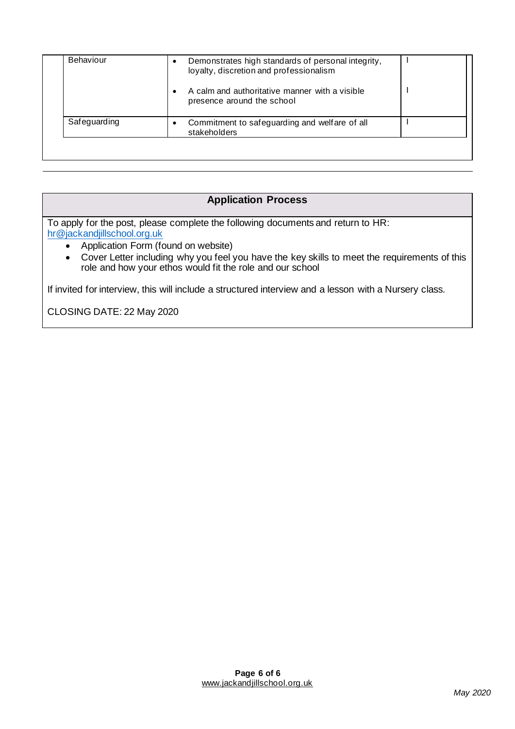| | | |
|---|---|---|
| Behaviour | • Demonstrates high standards of personal integrity, loyalty, discretion and professionalism<br>• A calm and authoritative manner with a visible presence around the school | I<br>I |
| Safeguarding | • Commitment to safeguarding and welfare of all stakeholders | I |

## Application Process

To apply for the post, please complete the following documents and return to HR: hr@jackandjillschool.org.uk

- Application Form (found on website)
- Cover Letter including why you feel you have the key skills to meet the requirements of this role and how your ethos would fit the role and our school

If invited for interview, this will include a structured interview and a lesson with a Nursery class.

CLOSING DATE: 22 May 2020